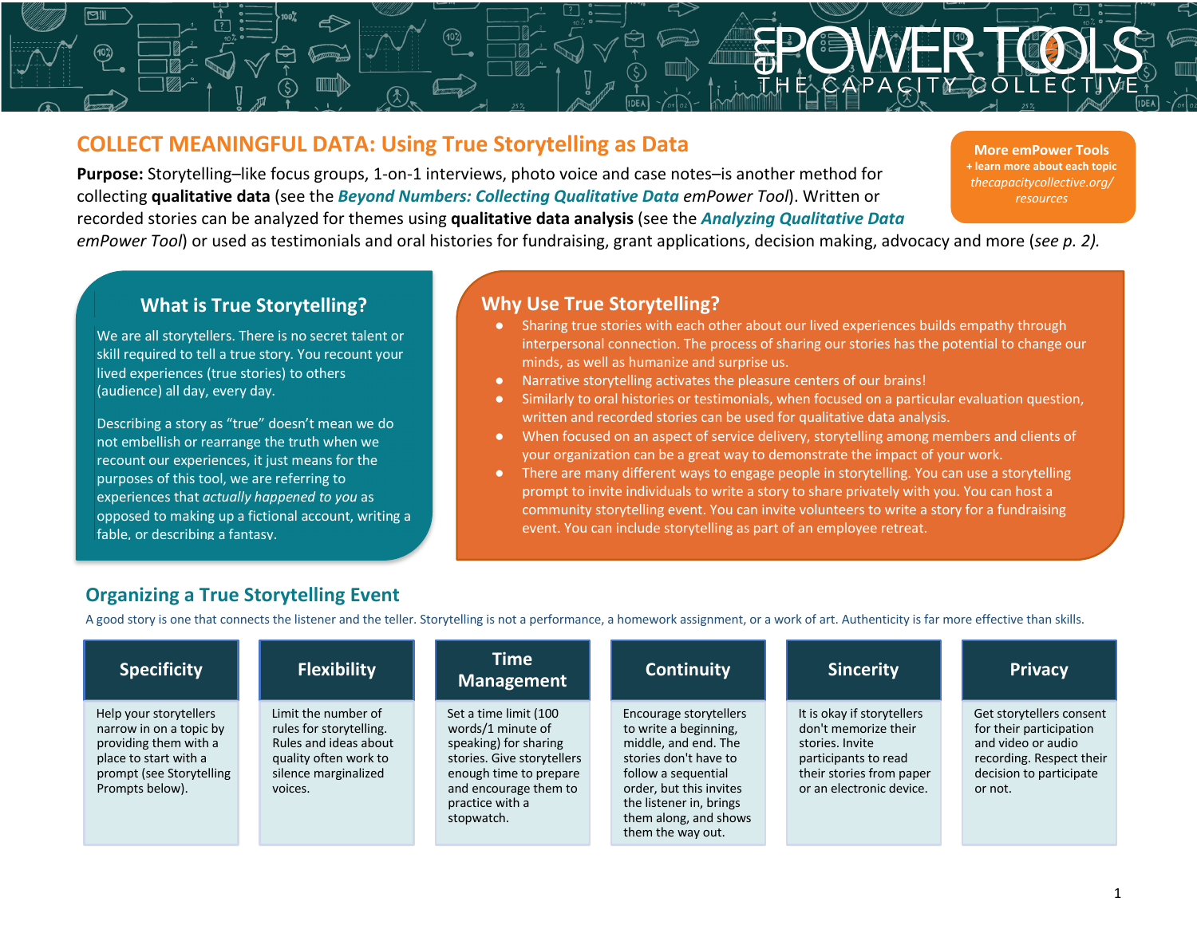# COLLECT MEANINGFUL DATA: Using True Storytelling as Data

**More emPower Tools**
+ learn more about each topic
*thecapacitycollective.org/resources*

**Purpose:** Storytelling–like focus groups, 1-on-1 interviews, photo voice and case notes–is another method for collecting **qualitative data** (see the ***Beyond Numbers: Collecting Qualitative Data*** *emPower Tool*). Written or recorded stories can be analyzed for themes using **qualitative data analysis** (see the ***Analyzing Qualitative Data*** *emPower Tool*) or used as testimonials and oral histories for fundraising, grant applications, decision making, advocacy and more (*see p. 2).*

## What is True Storytelling?

We are all storytellers. There is no secret talent or skill required to tell a true story. You recount your lived experiences (true stories) to others (audience) all day, every day.

Describing a story as "true" doesn't mean we do not embellish or rearrange the truth when we recount our experiences, it just means for the purposes of this tool, we are referring to experiences that *actually happened to you* as opposed to making up a fictional account, writing a fable, or describing a fantasy.

## Why Use True Storytelling?

- Sharing true stories with each other about our lived experiences builds empathy through interpersonal connection. The process of sharing our stories has the potential to change our minds, as well as humanize and surprise us.
- Narrative storytelling activates the pleasure centers of our brains!
- Similarly to oral histories or testimonials, when focused on a particular evaluation question, written and recorded stories can be used for qualitative data analysis.
- When focused on an aspect of service delivery, storytelling among members and clients of your organization can be a great way to demonstrate the impact of your work.
- There are many different ways to engage people in storytelling. You can use a storytelling prompt to invite individuals to write a story to share privately with you. You can host a community storytelling event. You can invite volunteers to write a story for a fundraising event. You can include storytelling as part of an employee retreat.

## Organizing a True Storytelling Event

A good story is one that connects the listener and the teller. Storytelling is not a performance, a homework assignment, or a work of art. Authenticity is far more effective than skills.

| Specificity | Flexibility | Time Management | Continuity | Sincerity | Privacy |
|---|---|---|---|---|---|
| Help your storytellers narrow in on a topic by providing them with a place to start with a prompt (see Storytelling Prompts below). | Limit the number of rules for storytelling. Rules and ideas about quality often work to silence marginalized voices. | Set a time limit (100 words/1 minute of speaking) for sharing stories. Give storytellers enough time to prepare and encourage them to practice with a stopwatch. | Encourage storytellers to write a beginning, middle, and end. The stories don't have to follow a sequential order, but this invites the listener in, brings them along, and shows them the way out. | It is okay if storytellers don't memorize their stories. Invite participants to read their stories from paper or an electronic device. | Get storytellers consent for their participation and video or audio recording. Respect their decision to participate or not. |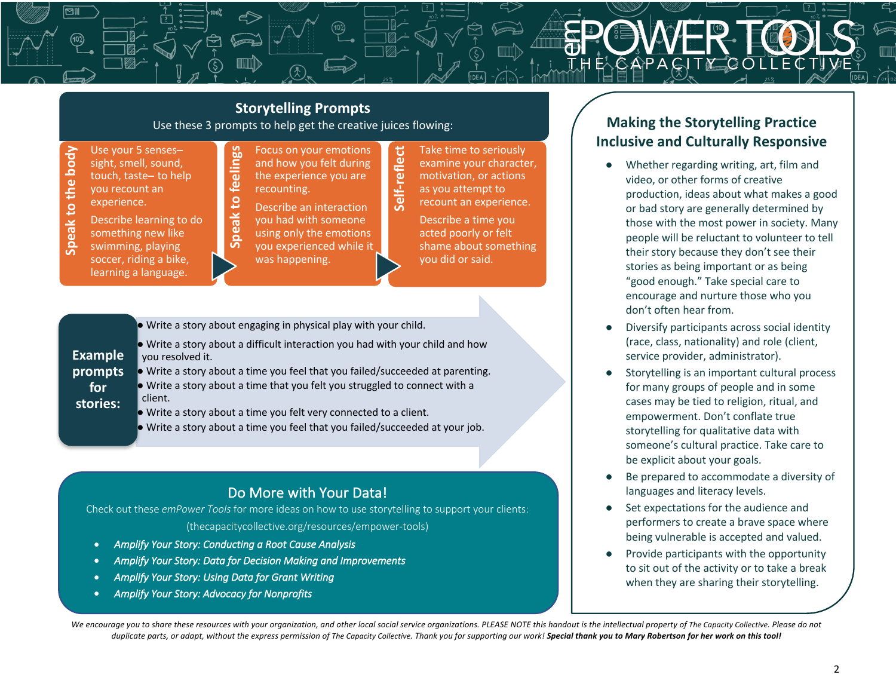## Storytelling Prompts

Use these 3 prompts to help get the creative juices flowing:

**Speak to the body**

Use your 5 senses– sight, smell, sound, touch, taste– to help you recount an experience.

Describe learning to do something new like swimming, playing soccer, riding a bike, learning a language.

**Speak to feelings**

Focus on your emotions and how you felt during the experience you are recounting.

Describe an interaction you had with someone using only the emotions you experienced while it was happening.

**Self-reflect**

Take time to seriously examine your character, motivation, or actions as you attempt to recount an experience.

Describe a time you acted poorly or felt shame about something you did or said.

**Example prompts for stories:**

- Write a story about engaging in physical play with your child.
- Write a story about a difficult interaction you had with your child and how you resolved it.
- Write a story about a time you feel that you failed/succeeded at parenting.
- Write a story about a time that you felt you struggled to connect with a client.
- Write a story about a time you felt very connected to a client.
- Write a story about a time you feel that you failed/succeeded at your job.

## Do More with Your Data!

Check out these *emPower Tools* for more ideas on how to use storytelling to support your clients:

(thecapacitycollective.org/resources/empower-tools)

- *Amplify Your Story: Conducting a Root Cause Analysis*
- *Amplify Your Story: Data for Decision Making and Improvements*
- *Amplify Your Story: Using Data for Grant Writing*
- *Amplify Your Story: Advocacy for Nonprofits*

## Making the Storytelling Practice Inclusive and Culturally Responsive

- Whether regarding writing, art, film and video, or other forms of creative production, ideas about what makes a good or bad story are generally determined by those with the most power in society. Many people will be reluctant to volunteer to tell their story because they don't see their stories as being important or as being "good enough." Take special care to encourage and nurture those who you don't often hear from.
- Diversify participants across social identity (race, class, nationality) and role (client, service provider, administrator).
- Storytelling is an important cultural process for many groups of people and in some cases may be tied to religion, ritual, and empowerment. Don't conflate true storytelling for qualitative data with someone's cultural practice. Take care to be explicit about your goals.
- Be prepared to accommodate a diversity of languages and literacy levels.
- Set expectations for the audience and performers to create a brave space where being vulnerable is accepted and valued.
- Provide participants with the opportunity to sit out of the activity or to take a break when they are sharing their storytelling.

*We encourage you to share these resources with your organization, and other local social service organizations. PLEASE NOTE this handout is the intellectual property of The Capacity Collective. Please do not duplicate parts, or adapt, without the express permission of The Capacity Collective. Thank you for supporting our work!* ***Special thank you to Mary Robertson for her work on this tool!***